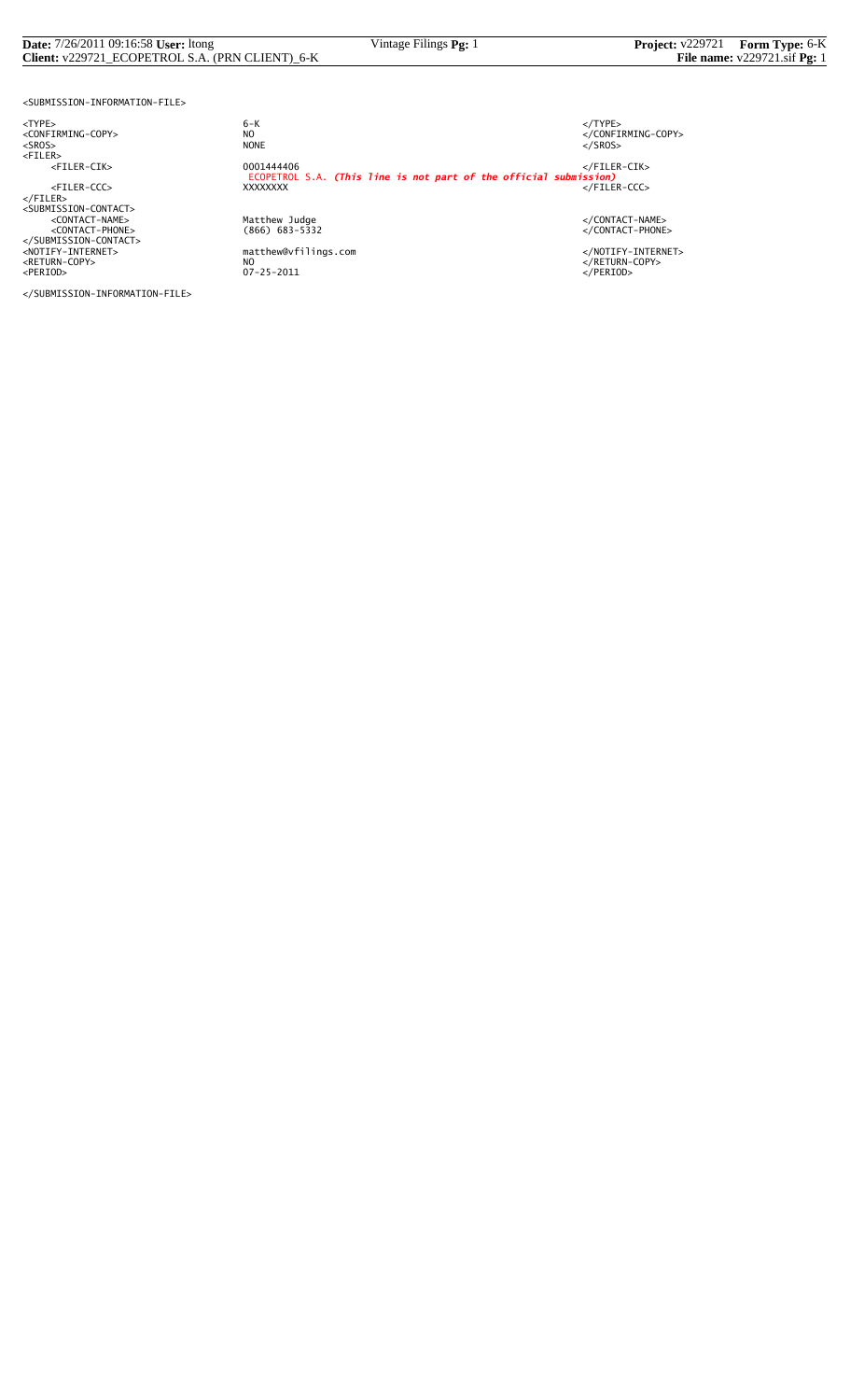```
<SUBMISSION-INFORMATION-FILE>

<TYPE>                      6-K                                                          </TYPE>
<CONFIRMING-COPY>           NO                                                           </CONFIRMING-COPY>
<SROS>                      NONE                                                         </SROS>
<FILER>
     <FILER-CIK>            0001444406                                                   </FILER-CIK>
                            ECOPETROL S.A. (This line is not part of the official submission)
     <FILER-CCC>            XXXXXXXX                                                     </FILER-CCC>
</FILER>
<SUBMISSION-CONTACT>
     <CONTACT-NAME>         Matthew Judge                                                </CONTACT-NAME>
     <CONTACT-PHONE>        (866) 683-5332                                               </CONTACT-PHONE>
</SUBMISSION-CONTACT>
<NOTIFY-INTERNET>           matthew@vfilings.com                                         </NOTIFY-INTERNET>
<RETURN-COPY>               NO                                                           </RETURN-COPY>
<PERIOD>                    07-25-2011                                                   </PERIOD>

</SUBMISSION-INFORMATION-FILE>
```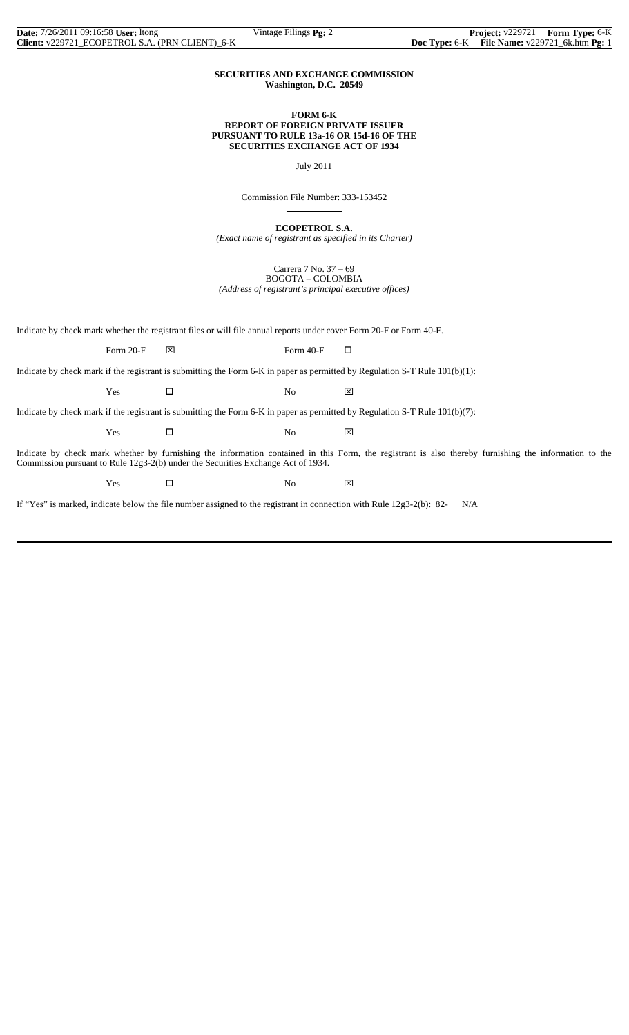**SECURITIES AND EXCHANGE COMMISSION**
**Washington, D.C. 20549**

---

**FORM 6-K**
**REPORT OF FOREIGN PRIVATE ISSUER**
**PURSUANT TO RULE 13a-16 OR 15d-16 OF THE**
**SECURITIES EXCHANGE ACT OF 1934**

July 2011

---

Commission File Number: 333-153452

---

**ECOPETROL S.A.**
*(Exact name of registrant as specified in its Charter)*

---

Carrera 7 No. 37 – 69
BOGOTA – COLOMBIA
*(Address of registrant's principal executive offices)*

---

Indicate by check mark whether the registrant files or will file annual reports under cover Form 20-F or Form 40-F.

Form 20-F ☒ Form 40-F ☐

Indicate by check mark if the registrant is submitting the Form 6-K in paper as permitted by Regulation S-T Rule 101(b)(1):

Yes ☐ No ☒

Indicate by check mark if the registrant is submitting the Form 6-K in paper as permitted by Regulation S-T Rule 101(b)(7):

Yes ☐ No ☒

Indicate by check mark whether by furnishing the information contained in this Form, the registrant is also thereby furnishing the information to the Commission pursuant to Rule 12g3-2(b) under the Securities Exchange Act of 1934.

Yes ☐ No ☒

If "Yes" is marked, indicate below the file number assigned to the registrant in connection with Rule 12g3-2(b): 82- N/A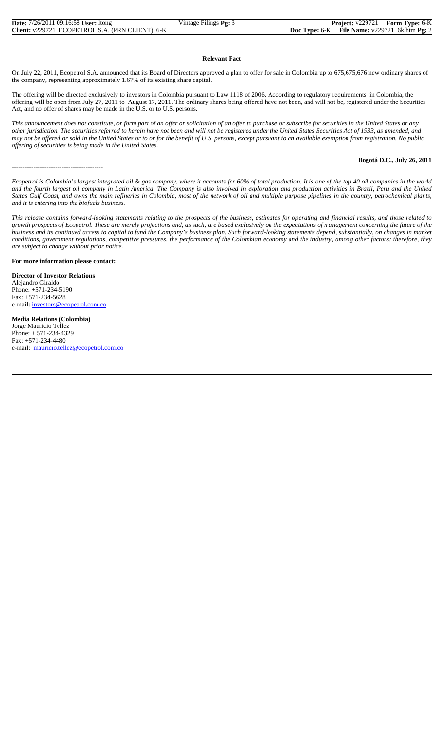**Relevant Fact**

On July 22, 2011, Ecopetrol S.A. announced that its Board of Directors approved a plan to offer for sale in Colombia up to 675,675,676 new ordinary shares of the company, representing approximately 1.67% of its existing share capital.

The offering will be directed exclusively to investors in Colombia pursuant to Law 1118 of 2006. According to regulatory requirements in Colombia, the offering will be open from July 27, 2011 to August 17, 2011. The ordinary shares being offered have not been, and will not be, registered under the Securities Act, and no offer of shares may be made in the U.S. or to U.S. persons.

*This announcement does not constitute, or form part of an offer or solicitation of an offer to purchase or subscribe for securities in the United States or any other jurisdiction. The securities referred to herein have not been and will not be registered under the United States Securities Act of 1933, as amended, and may not be offered or sold in the United States or to or for the benefit of U.S. persons, except pursuant to an available exemption from registration. No public offering of securities is being made in the United States.*

**Bogotá D.C., July 26, 2011**

------------------------------------------

*Ecopetrol is Colombia's largest integrated oil & gas company, where it accounts for 60% of total production. It is one of the top 40 oil companies in the world and the fourth largest oil company in Latin America. The Company is also involved in exploration and production activities in Brazil, Peru and the United States Gulf Coast, and owns the main refineries in Colombia, most of the network of oil and multiple purpose pipelines in the country, petrochemical plants, and it is entering into the biofuels business.*

*This release contains forward-looking statements relating to the prospects of the business, estimates for operating and financial results, and those related to growth prospects of Ecopetrol. These are merely projections and, as such, are based exclusively on the expectations of management concerning the future of the business and its continued access to capital to fund the Company's business plan. Such forward-looking statements depend, substantially, on changes in market conditions, government regulations, competitive pressures, the performance of the Colombian economy and the industry, among other factors; therefore, they are subject to change without prior notice.*

**For more information please contact:**

**Director of Investor Relations**
Alejandro Giraldo
Phone: +571-234-5190
Fax: +571-234-5628
e-mail: investors@ecopetrol.com.co

**Media Relations (Colombia)**
Jorge Mauricio Tellez
Phone: + 571-234-4329
Fax: +571-234-4480
e-mail: mauricio.tellez@ecopetrol.com.co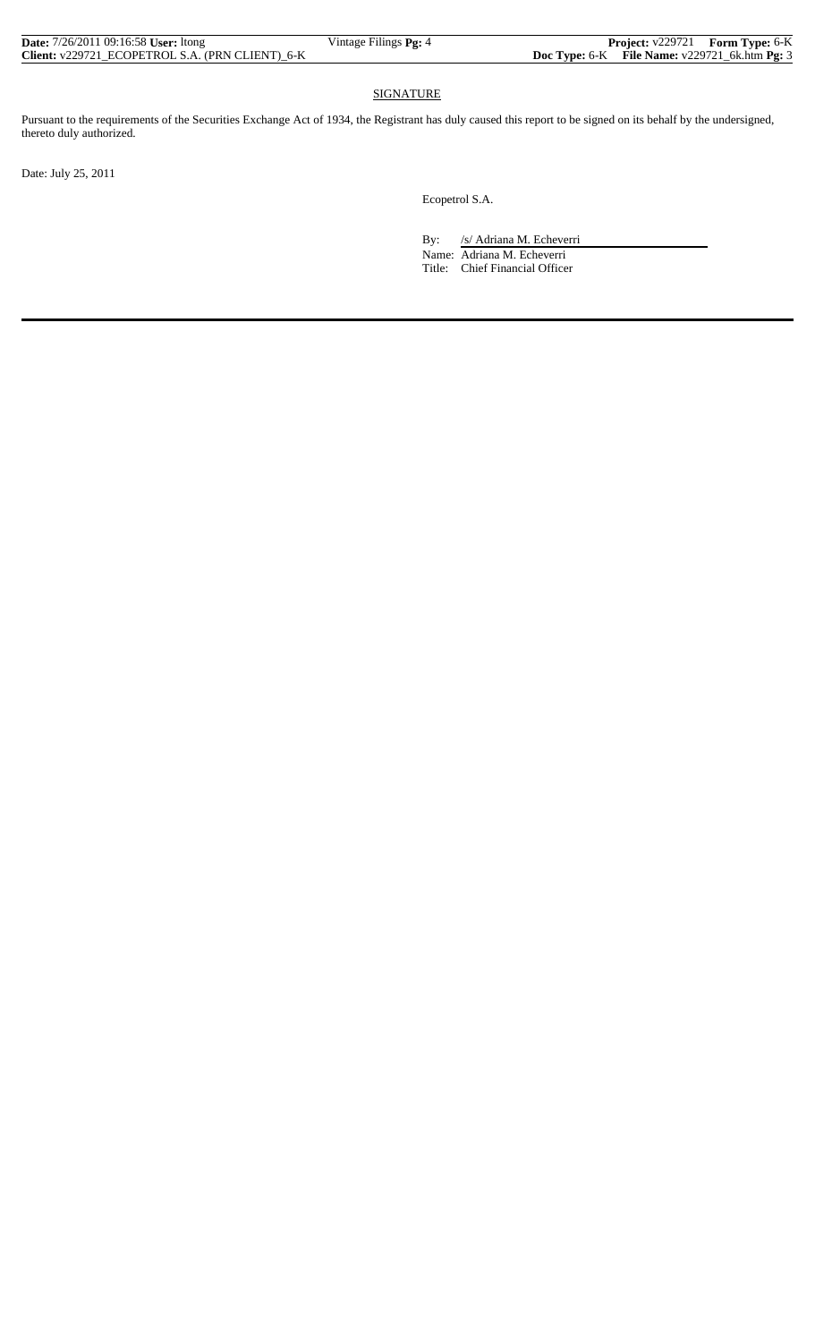## SIGNATURE

Pursuant to the requirements of the Securities Exchange Act of 1934, the Registrant has duly caused this report to be signed on its behalf by the undersigned, thereto duly authorized.

Date: July 25, 2011

Ecopetrol S.A.

By: /s/ Adriana M. Echeverri

Name: Adriana M. Echeverri

Title: Chief Financial Officer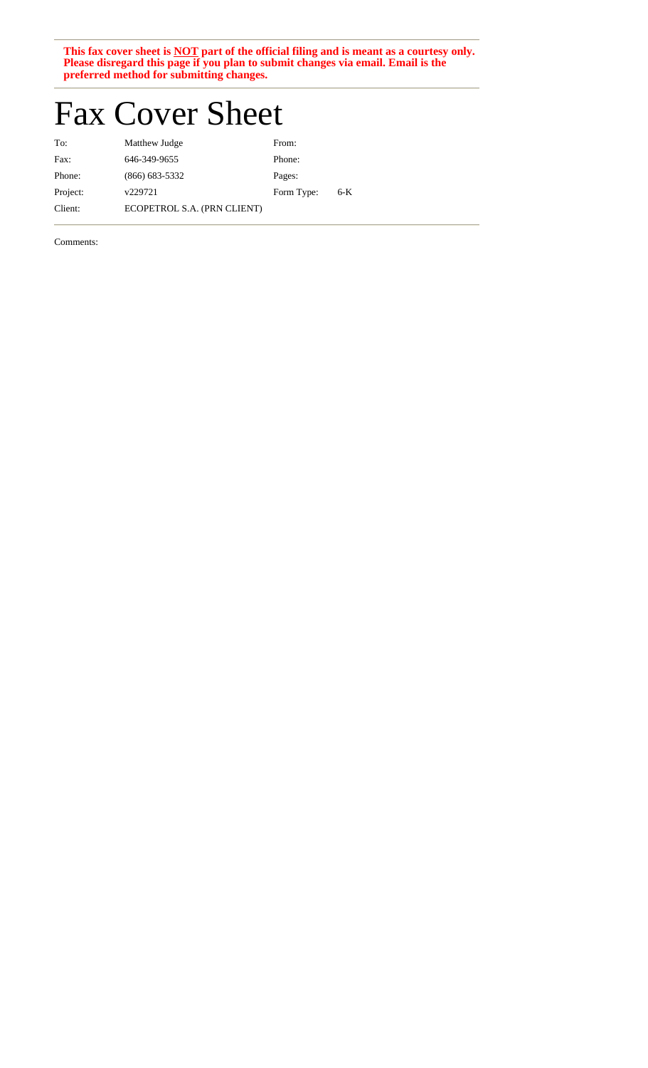**This fax cover sheet is <u>NOT</u> part of the official filing and is meant as a courtesy only. Please disregard this page if you plan to submit changes via email. Email is the preferred method for submitting changes.**

# Fax Cover Sheet

| | | | |
|---|---|---|---|
| To: | Matthew Judge | From: | |
| Fax: | 646-349-9655 | Phone: | |
| Phone: | (866) 683-5332 | Pages: | |
| Project: | v229721 | Form Type: | 6-K |
| Client: | ECOPETROL S.A. (PRN CLIENT) | | |

Comments: